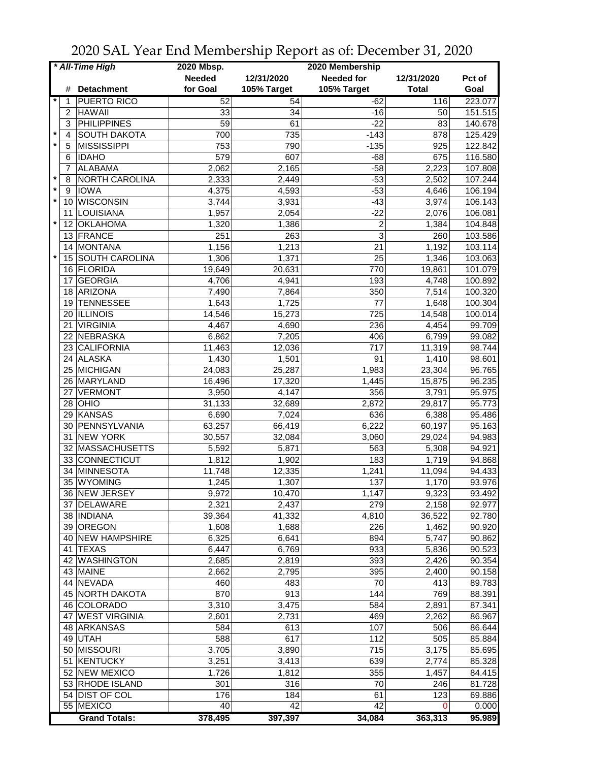# 2020 SAL Year End Membership Report as of: December 31, 2020

| * All-Time High | | | 2020 Mbsp. | 2020 Membership | | | |
|---|---|---|---|---|---|---|---|
| | # | Detachment | Needed for Goal | 12/31/2020 105% Target | Needed for 105% Target | 12/31/2020 Total | Pct of Goal |
| * | 1 | PUERTO RICO | 52 | 54 | -62 | 116 | 223.077 |
| | 2 | HAWAII | 33 | 34 | -16 | 50 | 151.515 |
| | 3 | PHILIPPINES | 59 | 61 | -22 | 83 | 140.678 |
| * | 4 | SOUTH DAKOTA | 700 | 735 | -143 | 878 | 125.429 |
| * | 5 | MISSISSIPPI | 753 | 790 | -135 | 925 | 122.842 |
| | 6 | IDAHO | 579 | 607 | -68 | 675 | 116.580 |
| | 7 | ALABAMA | 2,062 | 2,165 | -58 | 2,223 | 107.808 |
| * | 8 | NORTH CAROLINA | 2,333 | 2,449 | -53 | 2,502 | 107.244 |
| * | 9 | IOWA | 4,375 | 4,593 | -53 | 4,646 | 106.194 |
| * | 10 | WISCONSIN | 3,744 | 3,931 | -43 | 3,974 | 106.143 |
| | 11 | LOUISIANA | 1,957 | 2,054 | -22 | 2,076 | 106.081 |
| * | 12 | OKLAHOMA | 1,320 | 1,386 | 2 | 1,384 | 104.848 |
| | 13 | FRANCE | 251 | 263 | 3 | 260 | 103.586 |
| | 14 | MONTANA | 1,156 | 1,213 | 21 | 1,192 | 103.114 |
| * | 15 | SOUTH CAROLINA | 1,306 | 1,371 | 25 | 1,346 | 103.063 |
| | 16 | FLORIDA | 19,649 | 20,631 | 770 | 19,861 | 101.079 |
| | 17 | GEORGIA | 4,706 | 4,941 | 193 | 4,748 | 100.892 |
| | 18 | ARIZONA | 7,490 | 7,864 | 350 | 7,514 | 100.320 |
| | 19 | TENNESSEE | 1,643 | 1,725 | 77 | 1,648 | 100.304 |
| | 20 | ILLINOIS | 14,546 | 15,273 | 725 | 14,548 | 100.014 |
| | 21 | VIRGINIA | 4,467 | 4,690 | 236 | 4,454 | 99.709 |
| | 22 | NEBRASKA | 6,862 | 7,205 | 406 | 6,799 | 99.082 |
| | 23 | CALIFORNIA | 11,463 | 12,036 | 717 | 11,319 | 98.744 |
| | 24 | ALASKA | 1,430 | 1,501 | 91 | 1,410 | 98.601 |
| | 25 | MICHIGAN | 24,083 | 25,287 | 1,983 | 23,304 | 96.765 |
| | 26 | MARYLAND | 16,496 | 17,320 | 1,445 | 15,875 | 96.235 |
| | 27 | VERMONT | 3,950 | 4,147 | 356 | 3,791 | 95.975 |
| | 28 | OHIO | 31,133 | 32,689 | 2,872 | 29,817 | 95.773 |
| | 29 | KANSAS | 6,690 | 7,024 | 636 | 6,388 | 95.486 |
| | 30 | PENNSYLVANIA | 63,257 | 66,419 | 6,222 | 60,197 | 95.163 |
| | 31 | NEW YORK | 30,557 | 32,084 | 3,060 | 29,024 | 94.983 |
| | 32 | MASSACHUSETTS | 5,592 | 5,871 | 563 | 5,308 | 94.921 |
| | 33 | CONNECTICUT | 1,812 | 1,902 | 183 | 1,719 | 94.868 |
| | 34 | MINNESOTA | 11,748 | 12,335 | 1,241 | 11,094 | 94.433 |
| | 35 | WYOMING | 1,245 | 1,307 | 137 | 1,170 | 93.976 |
| | 36 | NEW JERSEY | 9,972 | 10,470 | 1,147 | 9,323 | 93.492 |
| | 37 | DELAWARE | 2,321 | 2,437 | 279 | 2,158 | 92.977 |
| | 38 | INDIANA | 39,364 | 41,332 | 4,810 | 36,522 | 92.780 |
| | 39 | OREGON | 1,608 | 1,688 | 226 | 1,462 | 90.920 |
| | 40 | NEW HAMPSHIRE | 6,325 | 6,641 | 894 | 5,747 | 90.862 |
| | 41 | TEXAS | 6,447 | 6,769 | 933 | 5,836 | 90.523 |
| | 42 | WASHINGTON | 2,685 | 2,819 | 393 | 2,426 | 90.354 |
| | 43 | MAINE | 2,662 | 2,795 | 395 | 2,400 | 90.158 |
| | 44 | NEVADA | 460 | 483 | 70 | 413 | 89.783 |
| | 45 | NORTH DAKOTA | 870 | 913 | 144 | 769 | 88.391 |
| | 46 | COLORADO | 3,310 | 3,475 | 584 | 2,891 | 87.341 |
| | 47 | WEST VIRGINIA | 2,601 | 2,731 | 469 | 2,262 | 86.967 |
| | 48 | ARKANSAS | 584 | 613 | 107 | 506 | 86.644 |
| | 49 | UTAH | 588 | 617 | 112 | 505 | 85.884 |
| | 50 | MISSOURI | 3,705 | 3,890 | 715 | 3,175 | 85.695 |
| | 51 | KENTUCKY | 3,251 | 3,413 | 639 | 2,774 | 85.328 |
| | 52 | NEW MEXICO | 1,726 | 1,812 | 355 | 1,457 | 84.415 |
| | 53 | RHODE ISLAND | 301 | 316 | 70 | 246 | 81.728 |
| | 54 | DIST OF COL | 176 | 184 | 61 | 123 | 69.886 |
| | 55 | MEXICO | 40 | 42 | 42 | 0 | 0.000 |
| | | **Grand Totals:** | **378,495** | **397,397** | **34,084** | **363,313** | **95.989** |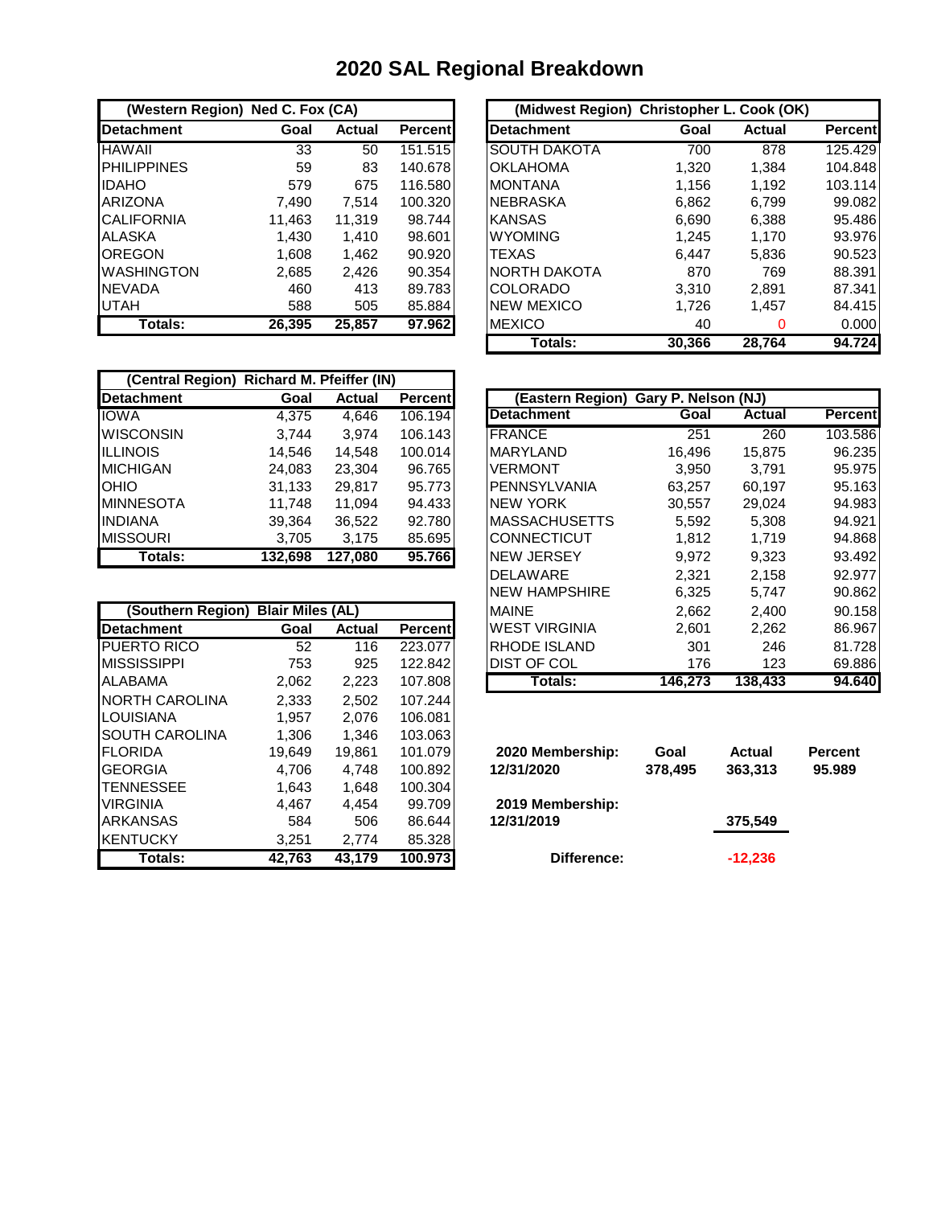# 2020 SAL Regional Breakdown

| (Western Region) Ned C. Fox (CA) | | | |
|---|---|---|---|
| **Detachment** | **Goal** | **Actual** | **Percent** |
| HAWAII | 33 | 50 | 151.515 |
| PHILIPPINES | 59 | 83 | 140.678 |
| IDAHO | 579 | 675 | 116.580 |
| ARIZONA | 7,490 | 7,514 | 100.320 |
| CALIFORNIA | 11,463 | 11,319 | 98.744 |
| ALASKA | 1,430 | 1,410 | 98.601 |
| OREGON | 1,608 | 1,462 | 90.920 |
| WASHINGTON | 2,685 | 2,426 | 90.354 |
| NEVADA | 460 | 413 | 89.783 |
| UTAH | 588 | 505 | 85.884 |
| **Totals:** | **26,395** | **25,857** | **97.962** |

| (Midwest Region) Christopher L. Cook (OK) | | | |
|---|---|---|---|
| **Detachment** | **Goal** | **Actual** | **Percent** |
| SOUTH DAKOTA | 700 | 878 | 125.429 |
| OKLAHOMA | 1,320 | 1,384 | 104.848 |
| MONTANA | 1,156 | 1,192 | 103.114 |
| NEBRASKA | 6,862 | 6,799 | 99.082 |
| KANSAS | 6,690 | 6,388 | 95.486 |
| WYOMING | 1,245 | 1,170 | 93.976 |
| TEXAS | 6,447 | 5,836 | 90.523 |
| NORTH DAKOTA | 870 | 769 | 88.391 |
| COLORADO | 3,310 | 2,891 | 87.341 |
| NEW MEXICO | 1,726 | 1,457 | 84.415 |
| MEXICO | 40 | 0 | 0.000 |
| **Totals:** | **30,366** | **28,764** | **94.724** |

| (Central Region) Richard M. Pfeiffer (IN) | | | |
|---|---|---|---|
| **Detachment** | **Goal** | **Actual** | **Percent** |
| IOWA | 4,375 | 4,646 | 106.194 |
| WISCONSIN | 3,744 | 3,974 | 106.143 |
| ILLINOIS | 14,546 | 14,548 | 100.014 |
| MICHIGAN | 24,083 | 23,304 | 96.765 |
| OHIO | 31,133 | 29,817 | 95.773 |
| MINNESOTA | 11,748 | 11,094 | 94.433 |
| INDIANA | 39,364 | 36,522 | 92.780 |
| MISSOURI | 3,705 | 3,175 | 85.695 |
| **Totals:** | **132,698** | **127,080** | **95.766** |

| (Eastern Region) Gary P. Nelson (NJ) | | | |
|---|---|---|---|
| **Detachment** | **Goal** | **Actual** | **Percent** |
| FRANCE | 251 | 260 | 103.586 |
| MARYLAND | 16,496 | 15,875 | 96.235 |
| VERMONT | 3,950 | 3,791 | 95.975 |
| PENNSYLVANIA | 63,257 | 60,197 | 95.163 |
| NEW YORK | 30,557 | 29,024 | 94.983 |
| MASSACHUSETTS | 5,592 | 5,308 | 94.921 |
| CONNECTICUT | 1,812 | 1,719 | 94.868 |
| NEW JERSEY | 9,972 | 9,323 | 93.492 |
| DELAWARE | 2,321 | 2,158 | 92.977 |
| NEW HAMPSHIRE | 6,325 | 5,747 | 90.862 |
| MAINE | 2,662 | 2,400 | 90.158 |
| WEST VIRGINIA | 2,601 | 2,262 | 86.967 |
| RHODE ISLAND | 301 | 246 | 81.728 |
| DIST OF COL | 176 | 123 | 69.886 |
| **Totals:** | **146,273** | **138,433** | **94.640** |

| (Southern Region) Blair Miles (AL) | | | |
|---|---|---|---|
| **Detachment** | **Goal** | **Actual** | **Percent** |
| PUERTO RICO | 52 | 116 | 223.077 |
| MISSISSIPPI | 753 | 925 | 122.842 |
| ALABAMA | 2,062 | 2,223 | 107.808 |
| NORTH CAROLINA | 2,333 | 2,502 | 107.244 |
| LOUISIANA | 1,957 | 2,076 | 106.081 |
| SOUTH CAROLINA | 1,306 | 1,346 | 103.063 |
| FLORIDA | 19,649 | 19,861 | 101.079 |
| GEORGIA | 4,706 | 4,748 | 100.892 |
| TENNESSEE | 1,643 | 1,648 | 100.304 |
| VIRGINIA | 4,467 | 4,454 | 99.709 |
| ARKANSAS | 584 | 506 | 86.644 |
| KENTUCKY | 3,251 | 2,774 | 85.328 |
| **Totals:** | **42,763** | **43,179** | **100.973** |

| | | | |
|---|---|---|---|
| **2020 Membership:** | **Goal** | **Actual** | **Percent** |
| **12/31/2020** | **378,495** | **363,313** | **95.989** |
| **2019 Membership:** | | | |
| **12/31/2019** | | **375,549** | |
| **Difference:** | | **-12,236** | |